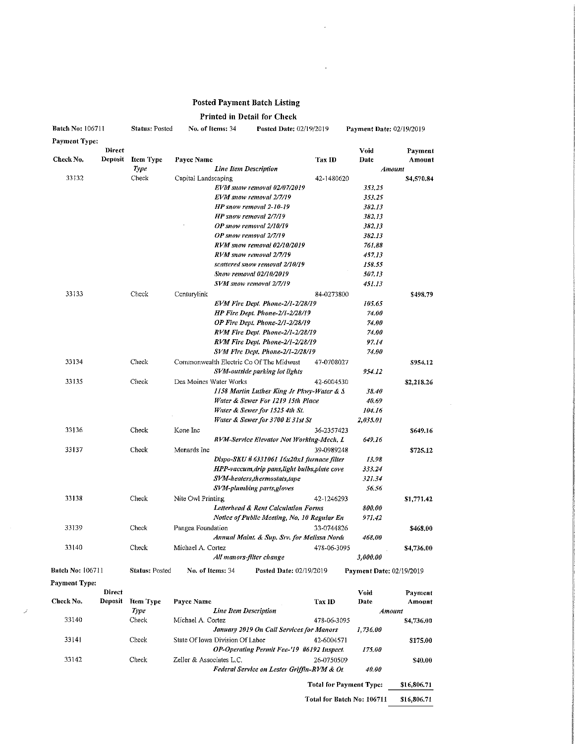# Posted Payment Batch Listing

## Printed in Detail for Check

**Batch No:** 106711 **Status:** Posted **No. of Items:** 34 **Posted Date:** 02/19/2019 **Payment Date:** 02/19/2019

**Payment Type:**

| Check No. | Direct Deposit | Item Type | Payee Name / *Line Item Description* | Tax ID | Void Date / *Amount* | Payment Amount |
|---|---|---|---|---|---|---|
| 33132 | | Check | Capital Landscaping | 42-1480620 | | $4,570.84 |
| | | | *EVM snow removal 02/07/2019* | | *353.25* | |
| | | | *EVM snow removal 2/7/19* | | *353.25* | |
| | | | *HP snow removal 2-10-19* | | *382.13* | |
| | | | *HP snow removal 2/7/19* | | *382.13* | |
| | | | *OP snow removal 2/10/19* | | *382.13* | |
| | | | *OP snow removal 2/7/19* | | *382.13* | |
| | | | *RVM snow removal 02/10/2019* | | *761.88* | |
| | | | *RVM snow removal 2/7/19* | | *457.13* | |
| | | | *scattered snow removal 2/10/19* | | *158.55* | |
| | | | *Snow removal 02/10/2019* | | *507.13* | |
| | | | *SVM snow removal 2/7/19* | | *451.13* | |
| 33133 | | Check | Centurylink | 84-0273800 | | $498.79 |
| | | | *EVM Fire Dept. Phone-2/1-2/28/19* | | *105.65* | |
| | | | *HP Fire Dept. Phone-2/1-2/28/19* | | *74.00* | |
| | | | *OP Fire Dept. Phone-2/1-2/28/19* | | *74.00* | |
| | | | *RVM Fire Dept. Phone-2/1-2/28/19* | | *74.00* | |
| | | | *RVM Fire Dept. Phone-2/1-2/28/19* | | *97.14* | |
| | | | *SVM Fire Dept. Phone-2/1-2/28/19* | | *74.00* | |
| 33134 | | Check | Commonwealth Electric Co Of The Midwest | 47-0708027 | | $954.12 |
| | | | *SVM-outside parking lot lights* | | *954.12* | |
| 33135 | | Check | Des Moines Water Works | 42-6004530 | | $2,218.26 |
| | | | *1158 Martin Luther King Jr Pkwy-Water & S* | | *38.40* | |
| | | | *Water & Sewer For 1219 15th Place* | | *40.69* | |
| | | | *Water & Sewer for 1525 4th St.* | | *104.16* | |
| | | | *Water & Sewer for 3700 E 31st St* | | *2,035.01* | |
| 33136 | | Check | Kone Inc | 36-2357423 | | $649.16 |
| | | | *RVM-Service Elevator Not Working-Mech. L* | | *649.16* | |
| 33137 | | Check | Menards Inc | 39-0989248 | | $725.12 |
| | | | *Dispo-SKU # 6331061 16x20x1 furnace filter* | | *13.98* | |
| | | | *HPP-vaccum,drip pans,light bulbs,plate cove* | | *333.24* | |
| | | | *SVM-heaters,thermostats,tape* | | *321.34* | |
| | | | *SVM-plumbing parts,gloves* | | *56.56* | |
| 33138 | | Check | Nite Owl Printing | 42-1246293 | | $1,771.42 |
| | | | *Letterhead & Rent Calculation Forms* | | *800.00* | |
| | | | *Notice of Public Meeting, No. 10 Regular En* | | *971.42* | |
| 33139 | | Check | Pangea Foundation | 33-0744826 | | $468.00 |
| | | | *Annual Maint. & Sup. Srv. for Melissa Nordı* | | *468.00* | |
| 33140 | | Check | Michael A. Cortez | 478-06-3095 | | $4,736.00 |
| | | | *All manors-filter change* | | *3,000.00* | |

**Batch No:** 106711 **Status:** Posted **No. of Items:** 34 **Posted Date:** 02/19/2019 **Payment Date:** 02/19/2019

**Payment Type:**

| Check No. | Direct Deposit | Item Type | Payee Name / *Line Item Description* | Tax ID | Void Date / *Amount* | Payment Amount |
|---|---|---|---|---|---|---|
| 33140 | | Check | Michael A. Cortez | 478-06-3095 | | $4,736.00 |
| | | | *January 2019 On Call Services for Manors* | | *1,736.00* | |
| 33141 | | Check | State Of Iowa Division Of Labor | 42-6004571 | | $175.00 |
| | | | *OP-Operating Permit Fee-'19 #6192 Inspect.* | | *175.00* | |
| 33142 | | Check | Zeller & Associates L.C. | 26-0750509 | | $40.00 |
| | | | *Federal Service on Lester Griffin-RVM & Ot* | | *40.00* | |

**Total for Payment Type:** $16,806.71

**Total for Batch No: 106711** $16,806.71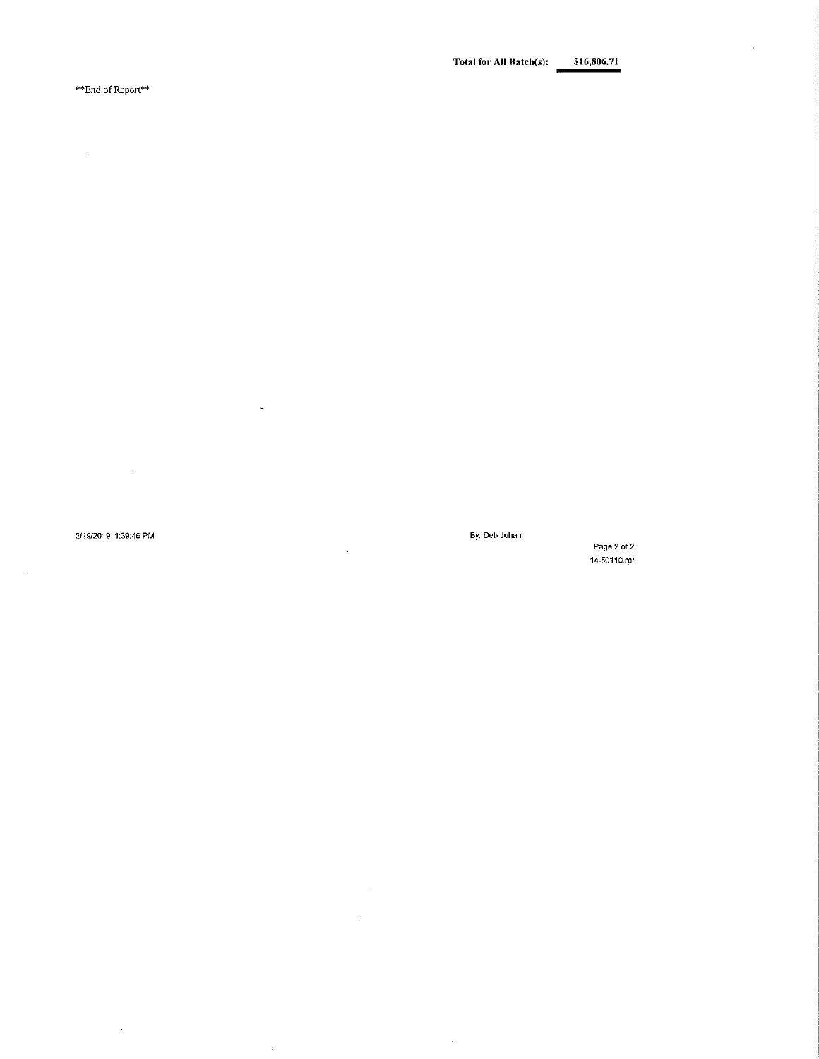**Total for All Batch(s): $16,806.71**

**End of Report**

2/19/2019 1:39:46 PM

By: Deb Johann

14-50110.rpt